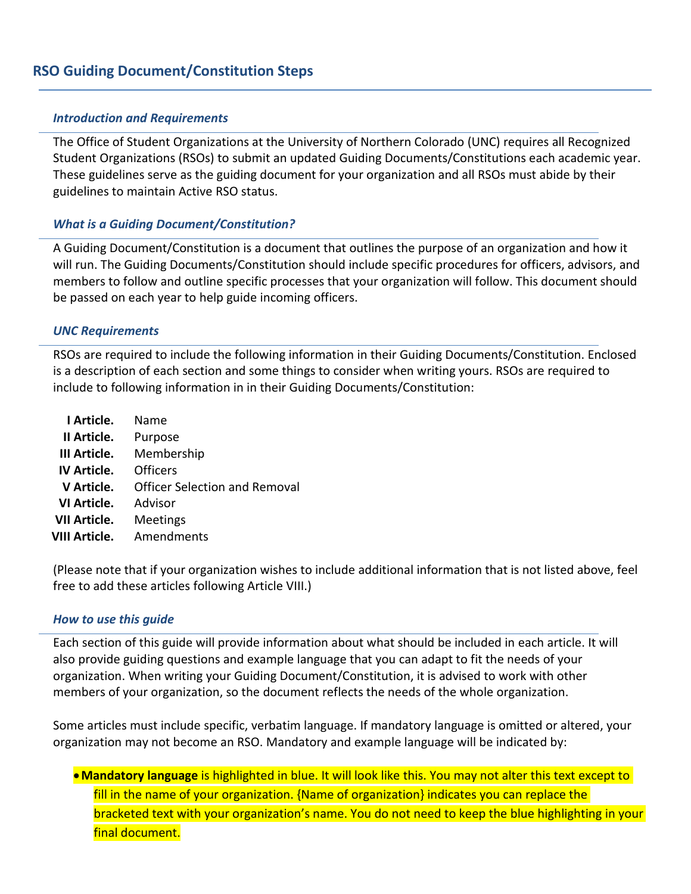## RSO Guiding Document/Constitution Steps

### *Introduction and Requirements*

The Office of Student Organizations at the University of Northern Colorado (UNC) requires all Recognized Student Organizations (RSOs) to submit an updated Guiding Documents/Constitutions each academic year. These guidelines serve as the guiding document for your organization and all RSOs must abide by their guidelines to maintain Active RSO status.

### *What is a Guiding Document/Constitution?*

A Guiding Document/Constitution is a document that outlines the purpose of an organization and how it will run. The Guiding Documents/Constitution should include specific procedures for officers, advisors, and members to follow and outline specific processes that your organization will follow. This document should be passed on each year to help guide incoming officers.

### *UNC Requirements*

RSOs are required to include the following information in their Guiding Documents/Constitution. Enclosed is a description of each section and some things to consider when writing yours. RSOs are required to include to following information in in their Guiding Documents/Constitution:

- **I Article.** Name
- **II Article.** Purpose
- **III Article.** Membership
- **IV Article.** Officers
- **V Article.** Officer Selection and Removal
- **VI Article.** Advisor
- **VII Article.** Meetings
- **VIII Article.** Amendments

(Please note that if your organization wishes to include additional information that is not listed above, feel free to add these articles following Article VIII.)

### *How to use this guide*

Each section of this guide will provide information about what should be included in each article. It will also provide guiding questions and example language that you can adapt to fit the needs of your organization. When writing your Guiding Document/Constitution, it is advised to work with other members of your organization, so the document reflects the needs of the whole organization.

Some articles must include specific, verbatim language. If mandatory language is omitted or altered, your organization may not become an RSO. Mandatory and example language will be indicated by:

- **Mandatory language** is highlighted in blue. It will look like this. You may not alter this text except to fill in the name of your organization. {Name of organization} indicates you can replace the bracketed text with your organization's name. You do not need to keep the blue highlighting in your final document.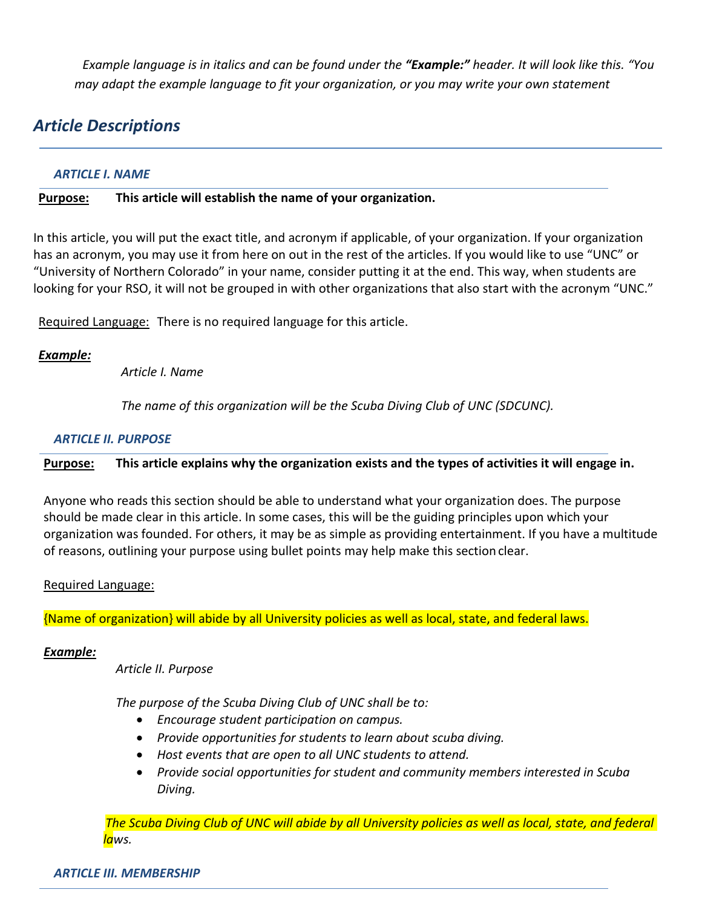*Example language is in italics and can be found under the **"Example:"** header. It will look like this. "You may adapt the example language to fit your organization, or you may write your own statement*

## *Article Descriptions*

### *ARTICLE I. NAME*

**Purpose: This article will establish the name of your organization.**

In this article, you will put the exact title, and acronym if applicable, of your organization. If your organization has an acronym, you may use it from here on out in the rest of the articles. If you would like to use "UNC" or "University of Northern Colorado" in your name, consider putting it at the end. This way, when students are looking for your RSO, it will not be grouped in with other organizations that also start with the acronym "UNC."

Required Language: There is no required language for this article.

***Example:***

*Article I. Name*

*The name of this organization will be the Scuba Diving Club of UNC (SDCUNC).*

### *ARTICLE II. PURPOSE*

**Purpose: This article explains why the organization exists and the types of activities it will engage in.**

Anyone who reads this section should be able to understand what your organization does. The purpose should be made clear in this article. In some cases, this will be the guiding principles upon which your organization was founded. For others, it may be as simple as providing entertainment. If you have a multitude of reasons, outlining your purpose using bullet points may help make this section clear.

Required Language:

{Name of organization} will abide by all University policies as well as local, state, and federal laws.

***Example:***

*Article II. Purpose*

*The purpose of the Scuba Diving Club of UNC shall be to:*

- *Encourage student participation on campus.*
- *Provide opportunities for students to learn about scuba diving.*
- *Host events that are open to all UNC students to attend.*
- *Provide social opportunities for student and community members interested in Scuba Diving.*

*The Scuba Diving Club of UNC will abide by all University policies as well as local, state, and federal laws.*

### *ARTICLE III. MEMBERSHIP*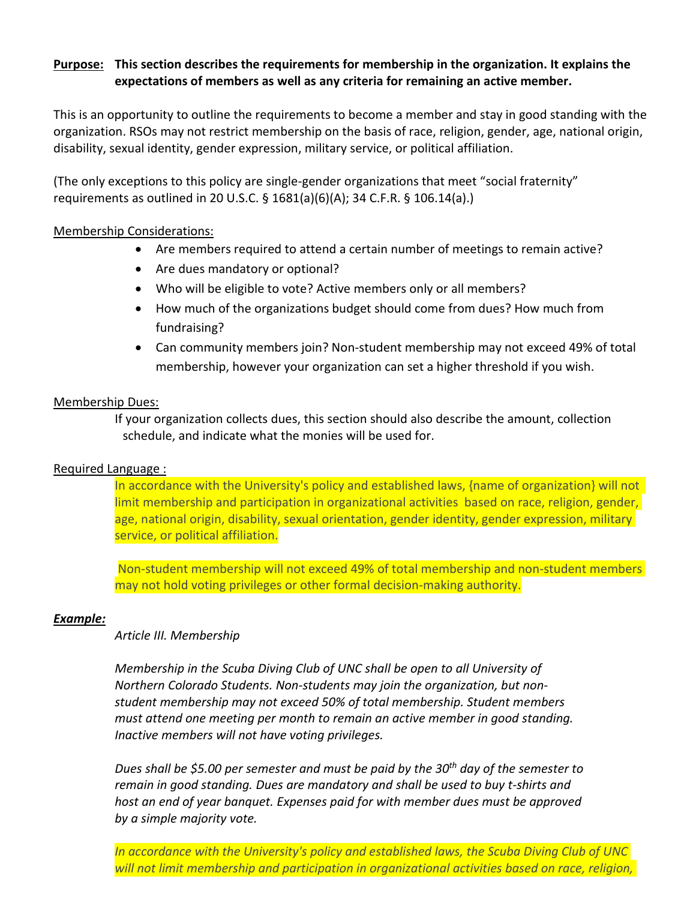**Purpose:** **This section describes the requirements for membership in the organization. It explains the expectations of members as well as any criteria for remaining an active member.**

This is an opportunity to outline the requirements to become a member and stay in good standing with the organization. RSOs may not restrict membership on the basis of race, religion, gender, age, national origin, disability, sexual identity, gender expression, military service, or political affiliation.

(The only exceptions to this policy are single-gender organizations that meet "social fraternity" requirements as outlined in 20 U.S.C. § 1681(a)(6)(A); 34 C.F.R. § 106.14(a).)

Membership Considerations:

- Are members required to attend a certain number of meetings to remain active?
- Are dues mandatory or optional?
- Who will be eligible to vote? Active members only or all members?
- How much of the organizations budget should come from dues? How much from fundraising?
- Can community members join? Non-student membership may not exceed 49% of total membership, however your organization can set a higher threshold if you wish.

Membership Dues:

If your organization collects dues, this section should also describe the amount, collection schedule, and indicate what the monies will be used for.

Required Language :

In accordance with the University's policy and established laws, {name of organization} will not limit membership and participation in organizational activities based on race, religion, gender, age, national origin, disability, sexual orientation, gender identity, gender expression, military service, or political affiliation.

Non-student membership will not exceed 49% of total membership and non-student members may not hold voting privileges or other formal decision-making authority.

***Example:***

*Article III. Membership*

*Membership in the Scuba Diving Club of UNC shall be open to all University of Northern Colorado Students. Non-students may join the organization, but non-student membership may not exceed 50% of total membership. Student members must attend one meeting per month to remain an active member in good standing. Inactive members will not have voting privileges.*

*Dues shall be $5.00 per semester and must be paid by the 30th day of the semester to remain in good standing. Dues are mandatory and shall be used to buy t-shirts and host an end of year banquet. Expenses paid for with member dues must be approved by a simple majority vote.*

*In accordance with the University's policy and established laws, the Scuba Diving Club of UNC will not limit membership and participation in organizational activities based on race, religion,*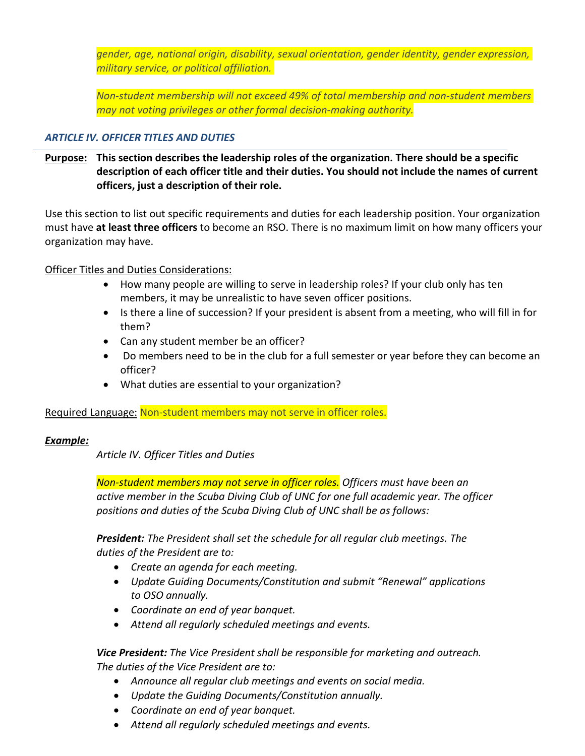*gender, age, national origin, disability, sexual orientation, gender identity, gender expression, military service, or political affiliation.*

*Non-student membership will not exceed 49% of total membership and non-student members may not voting privileges or other formal decision-making authority.*

### *ARTICLE IV. OFFICER TITLES AND DUTIES*

**Purpose:** **This section describes the leadership roles of the organization. There should be a specific description of each officer title and their duties. You should not include the names of current officers, just a description of their role.**

Use this section to list out specific requirements and duties for each leadership position. Your organization must have **at least three officers** to become an RSO. There is no maximum limit on how many officers your organization may have.

Officer Titles and Duties Considerations:

- How many people are willing to serve in leadership roles? If your club only has ten members, it may be unrealistic to have seven officer positions.
- Is there a line of succession? If your president is absent from a meeting, who will fill in for them?
- Can any student member be an officer?
- Do members need to be in the club for a full semester or year before they can become an officer?
- What duties are essential to your organization?

Required Language: Non-student members may not serve in officer roles.

***Example:***

*Article IV. Officer Titles and Duties*

*Non-student members may not serve in officer roles. Officers must have been an active member in the Scuba Diving Club of UNC for one full academic year. The officer positions and duties of the Scuba Diving Club of UNC shall be as follows:*

***President:*** *The President shall set the schedule for all regular club meetings. The duties of the President are to:*

- *Create an agenda for each meeting.*
- *Update Guiding Documents/Constitution and submit "Renewal" applications to OSO annually.*
- *Coordinate an end of year banquet.*
- *Attend all regularly scheduled meetings and events.*

***Vice President:*** *The Vice President shall be responsible for marketing and outreach. The duties of the Vice President are to:*

- *Announce all regular club meetings and events on social media.*
- *Update the Guiding Documents/Constitution annually.*
- *Coordinate an end of year banquet.*
- *Attend all regularly scheduled meetings and events.*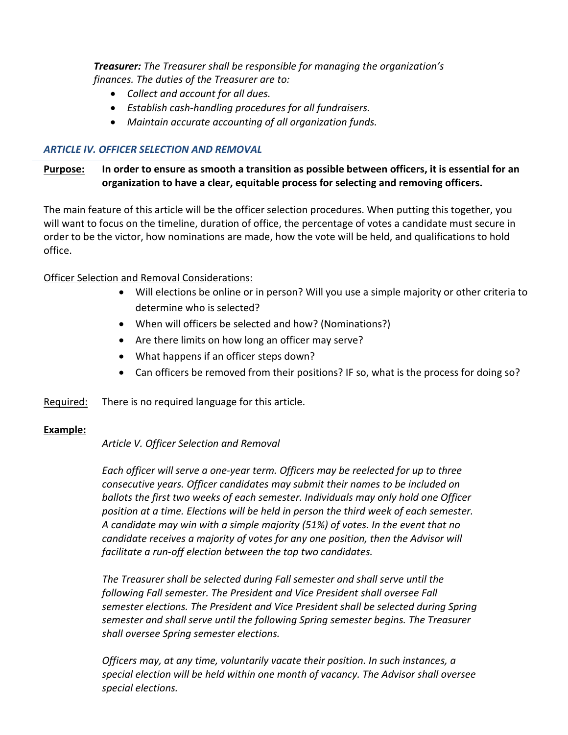***Treasurer:*** *The Treasurer shall be responsible for managing the organization's finances. The duties of the Treasurer are to:*

- *Collect and account for all dues.*
- *Establish cash-handling procedures for all fundraisers.*
- *Maintain accurate accounting of all organization funds.*

## *ARTICLE IV. OFFICER SELECTION AND REMOVAL*

**Purpose:** **In order to ensure as smooth a transition as possible between officers, it is essential for an organization to have a clear, equitable process for selecting and removing officers.**

The main feature of this article will be the officer selection procedures. When putting this together, you will want to focus on the timeline, duration of office, the percentage of votes a candidate must secure in order to be the victor, how nominations are made, how the vote will be held, and qualifications to hold office.

Officer Selection and Removal Considerations:

- Will elections be online or in person? Will you use a simple majority or other criteria to determine who is selected?
- When will officers be selected and how? (Nominations?)
- Are there limits on how long an officer may serve?
- What happens if an officer steps down?
- Can officers be removed from their positions? IF so, what is the process for doing so?

Required: There is no required language for this article.

**Example:**

*Article V. Officer Selection and Removal*

*Each officer will serve a one-year term. Officers may be reelected for up to three consecutive years. Officer candidates may submit their names to be included on ballots the first two weeks of each semester. Individuals may only hold one Officer position at a time. Elections will be held in person the third week of each semester. A candidate may win with a simple majority (51%) of votes. In the event that no candidate receives a majority of votes for any one position, then the Advisor will facilitate a run-off election between the top two candidates.*

*The Treasurer shall be selected during Fall semester and shall serve until the following Fall semester. The President and Vice President shall oversee Fall semester elections. The President and Vice President shall be selected during Spring semester and shall serve until the following Spring semester begins. The Treasurer shall oversee Spring semester elections.*

*Officers may, at any time, voluntarily vacate their position. In such instances, a special election will be held within one month of vacancy. The Advisor shall oversee special elections.*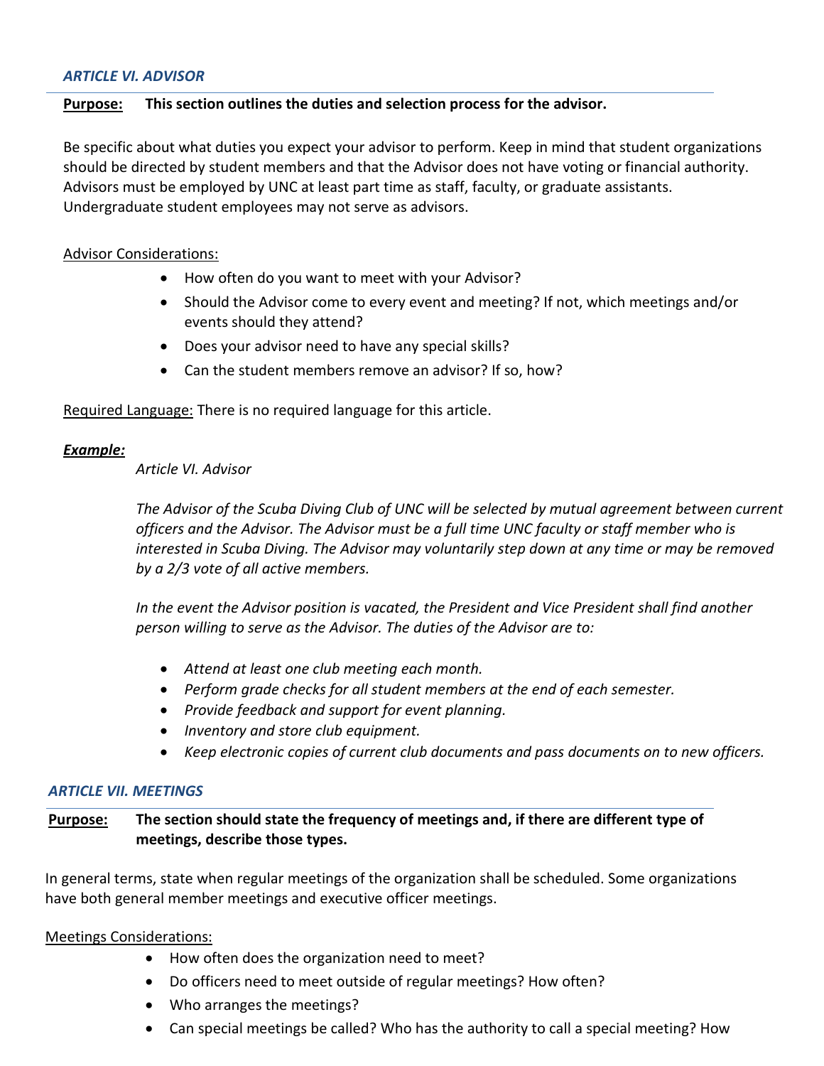### *ARTICLE VI. ADVISOR*

**Purpose: This section outlines the duties and selection process for the advisor.**

Be specific about what duties you expect your advisor to perform. Keep in mind that student organizations should be directed by student members and that the Advisor does not have voting or financial authority. Advisors must be employed by UNC at least part time as staff, faculty, or graduate assistants. Undergraduate student employees may not serve as advisors.

Advisor Considerations:

- How often do you want to meet with your Advisor?
- Should the Advisor come to every event and meeting? If not, which meetings and/or events should they attend?
- Does your advisor need to have any special skills?
- Can the student members remove an advisor? If so, how?

Required Language: There is no required language for this article.

***Example:***

*Article VI. Advisor*

*The Advisor of the Scuba Diving Club of UNC will be selected by mutual agreement between current officers and the Advisor. The Advisor must be a full time UNC faculty or staff member who is interested in Scuba Diving. The Advisor may voluntarily step down at any time or may be removed by a 2/3 vote of all active members.*

*In the event the Advisor position is vacated, the President and Vice President shall find another person willing to serve as the Advisor. The duties of the Advisor are to:*

- *Attend at least one club meeting each month.*
- *Perform grade checks for all student members at the end of each semester.*
- *Provide feedback and support for event planning.*
- *Inventory and store club equipment.*
- *Keep electronic copies of current club documents and pass documents on to new officers.*

### *ARTICLE VII. MEETINGS*

**Purpose: The section should state the frequency of meetings and, if there are different type of meetings, describe those types.**

In general terms, state when regular meetings of the organization shall be scheduled. Some organizations have both general member meetings and executive officer meetings.

Meetings Considerations:

- How often does the organization need to meet?
- Do officers need to meet outside of regular meetings? How often?
- Who arranges the meetings?
- Can special meetings be called? Who has the authority to call a special meeting? How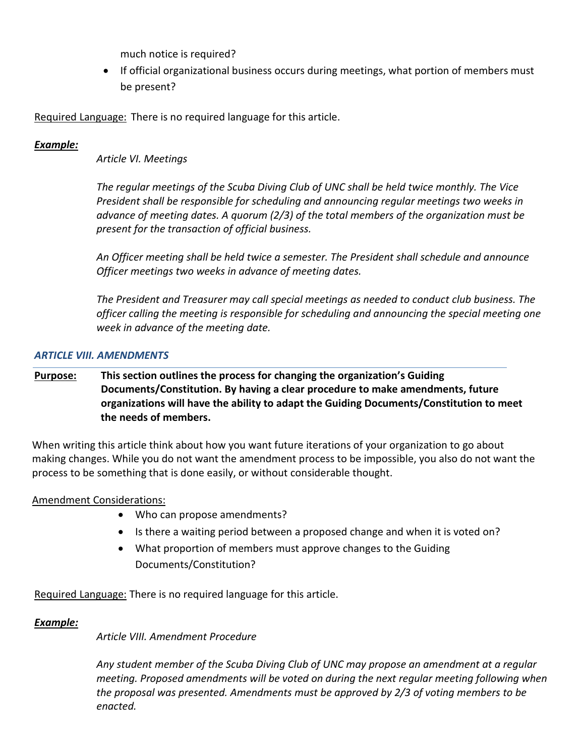much notice is required?

- If official organizational business occurs during meetings, what portion of members must be present?

Required Language: There is no required language for this article.

***Example:***

*Article VI. Meetings*

*The regular meetings of the Scuba Diving Club of UNC shall be held twice monthly. The Vice President shall be responsible for scheduling and announcing regular meetings two weeks in advance of meeting dates. A quorum (2/3) of the total members of the organization must be present for the transaction of official business.*

*An Officer meeting shall be held twice a semester. The President shall schedule and announce Officer meetings two weeks in advance of meeting dates.*

*The President and Treasurer may call special meetings as needed to conduct club business. The officer calling the meeting is responsible for scheduling and announcing the special meeting one week in advance of the meeting date.*

### *ARTICLE VIII. AMENDMENTS*

**Purpose:** **This section outlines the process for changing the organization's Guiding Documents/Constitution. By having a clear procedure to make amendments, future organizations will have the ability to adapt the Guiding Documents/Constitution to meet the needs of members.**

When writing this article think about how you want future iterations of your organization to go about making changes. While you do not want the amendment process to be impossible, you also do not want the process to be something that is done easily, or without considerable thought.

Amendment Considerations:

- Who can propose amendments?
- Is there a waiting period between a proposed change and when it is voted on?
- What proportion of members must approve changes to the Guiding Documents/Constitution?

Required Language: There is no required language for this article.

***Example:***

*Article VIII. Amendment Procedure*

*Any student member of the Scuba Diving Club of UNC may propose an amendment at a regular meeting. Proposed amendments will be voted on during the next regular meeting following when the proposal was presented. Amendments must be approved by 2/3 of voting members to be enacted.*